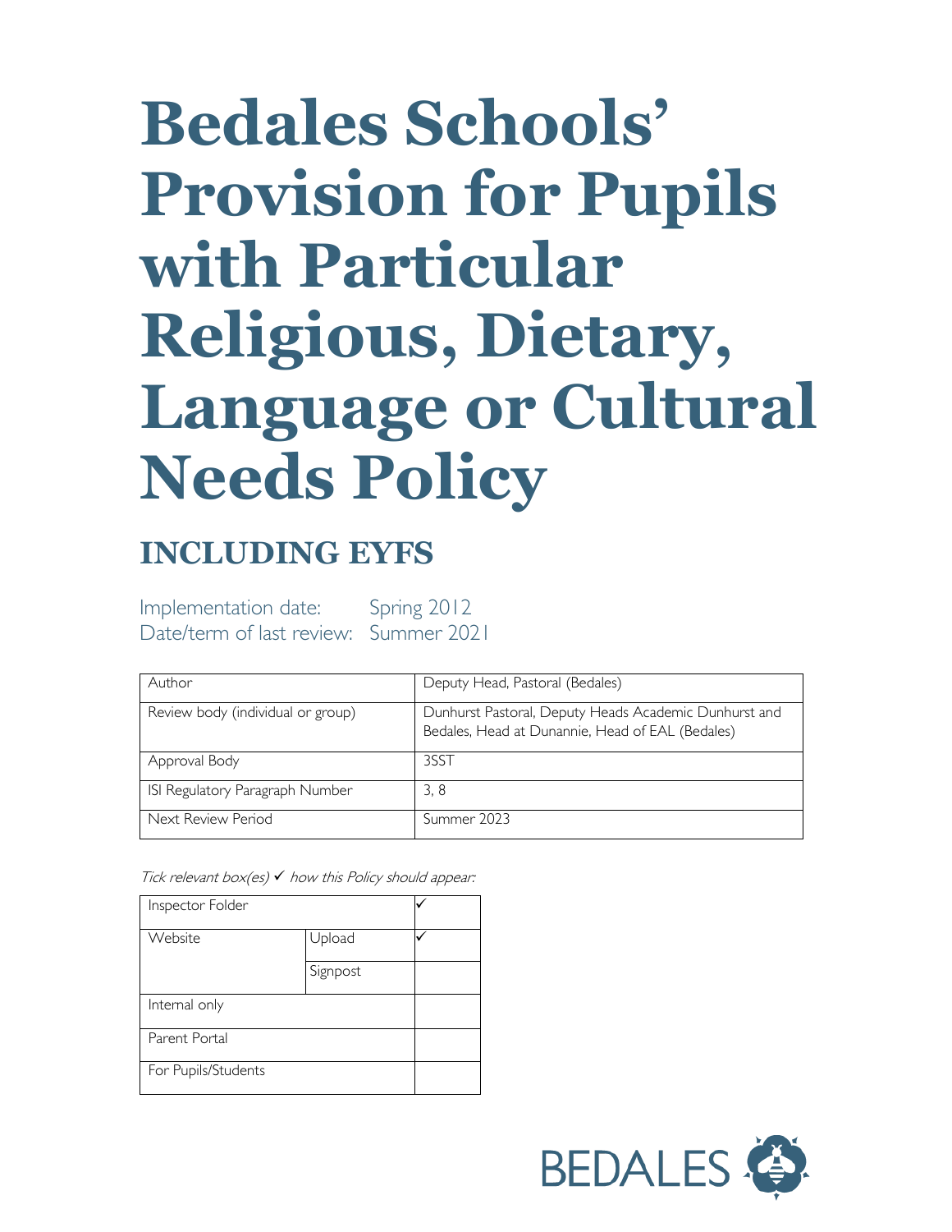# Bedales Schools' Provision for Pupils with Particular Religious, Dietary, Language or Cultural Needs Policy

## INCLUDING EYFS

Implementation date: Spring 2012
Date/term of last review: Summer 2021

| Author | Deputy Head, Pastoral (Bedales) |
|---|---|
| Review body (individual or group) | Dunhurst Pastoral, Deputy Heads Academic Dunhurst and Bedales, Head at Dunannie, Head of EAL (Bedales) |
| Approval Body | 3SST |
| ISI Regulatory Paragraph Number | 3, 8 |
| Next Review Period | Summer 2023 |

*Tick relevant box(es) ✓ how this Policy should appear:*

| Inspector Folder | | ✓ |
|---|---|---|
| Website | Upload | ✓ |
| | Signpost | |
| Internal only | | |
| Parent Portal | | |
| For Pupils/Students | | |

BEDALES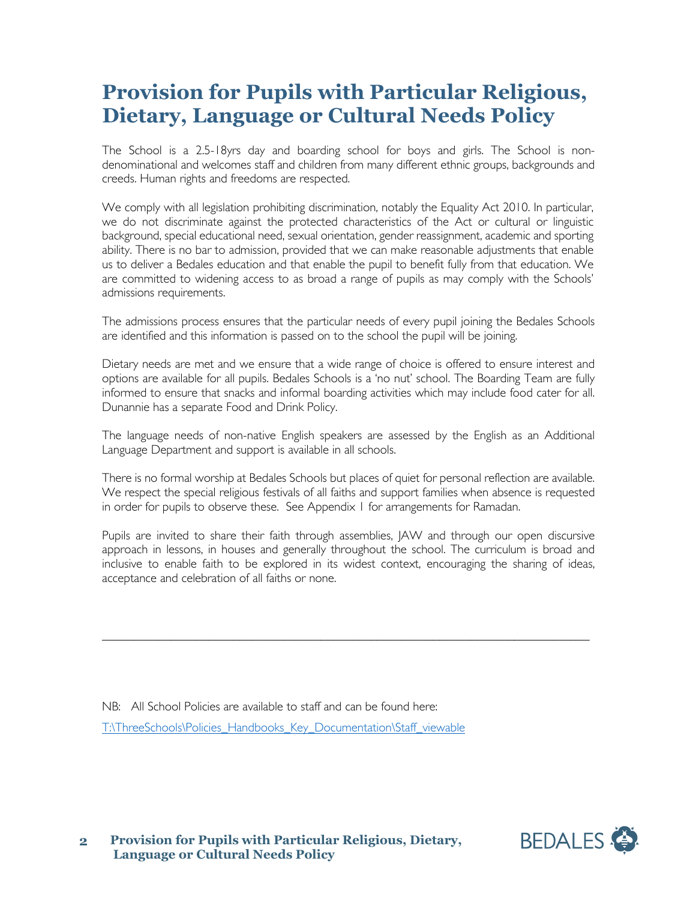# Provision for Pupils with Particular Religious, Dietary, Language or Cultural Needs Policy

The School is a 2.5-18yrs day and boarding school for boys and girls. The School is non-denominational and welcomes staff and children from many different ethnic groups, backgrounds and creeds. Human rights and freedoms are respected.

We comply with all legislation prohibiting discrimination, notably the Equality Act 2010. In particular, we do not discriminate against the protected characteristics of the Act or cultural or linguistic background, special educational need, sexual orientation, gender reassignment, academic and sporting ability. There is no bar to admission, provided that we can make reasonable adjustments that enable us to deliver a Bedales education and that enable the pupil to benefit fully from that education. We are committed to widening access to as broad a range of pupils as may comply with the Schools' admissions requirements.

The admissions process ensures that the particular needs of every pupil joining the Bedales Schools are identified and this information is passed on to the school the pupil will be joining.

Dietary needs are met and we ensure that a wide range of choice is offered to ensure interest and options are available for all pupils. Bedales Schools is a 'no nut' school. The Boarding Team are fully informed to ensure that snacks and informal boarding activities which may include food cater for all. Dunannie has a separate Food and Drink Policy.

The language needs of non-native English speakers are assessed by the English as an Additional Language Department and support is available in all schools.

There is no formal worship at Bedales Schools but places of quiet for personal reflection are available. We respect the special religious festivals of all faiths and support families when absence is requested in order for pupils to observe these. See Appendix 1 for arrangements for Ramadan.

Pupils are invited to share their faith through assemblies, JAW and through our open discursive approach in lessons, in houses and generally throughout the school. The curriculum is broad and inclusive to enable faith to be explored in its widest context, encouraging the sharing of ideas, acceptance and celebration of all faiths or none.

---

NB: All School Policies are available to staff and can be found here:

T:\ThreeSchools\Policies_Handbooks_Key_Documentation\Staff_viewable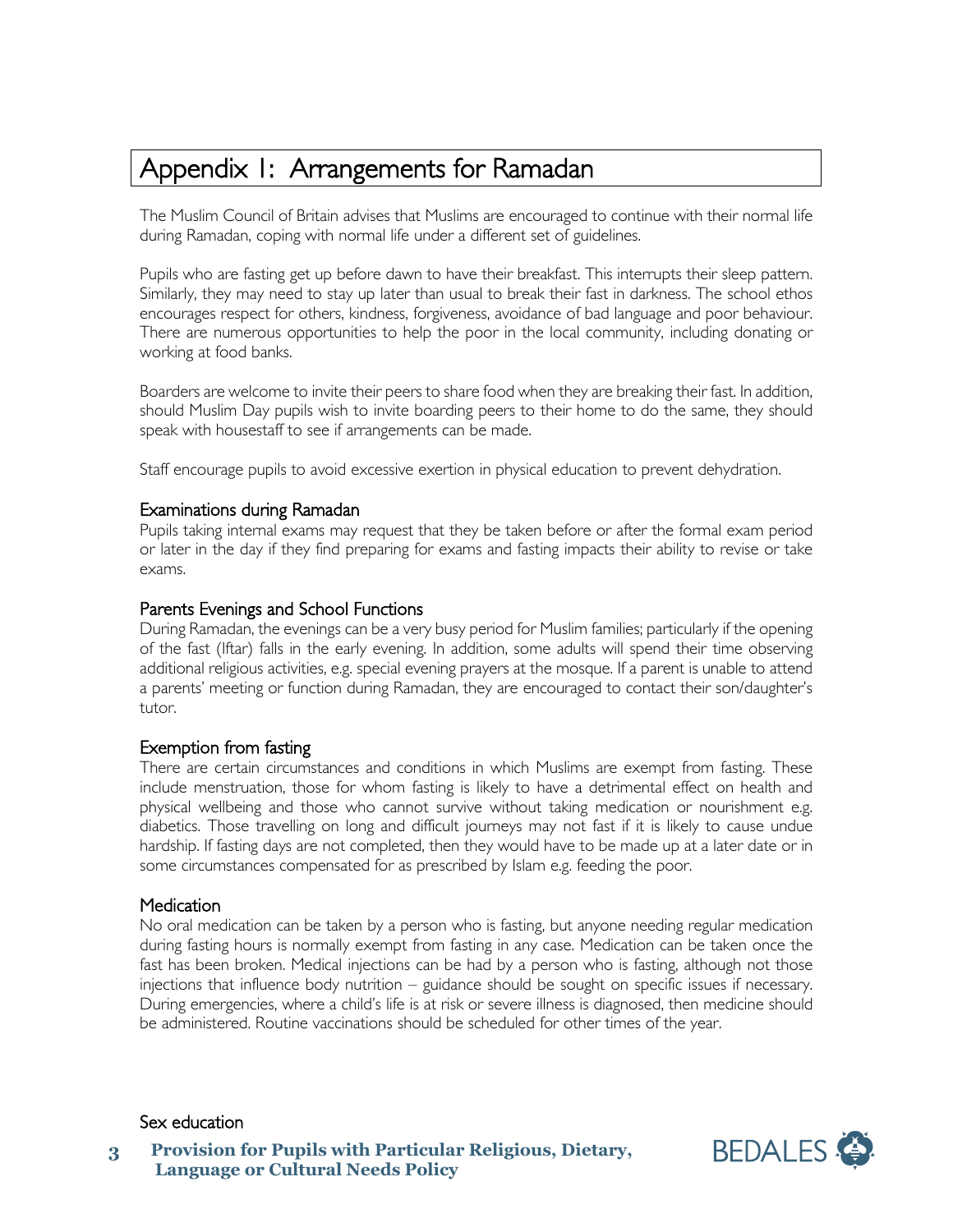# Appendix 1: Arrangements for Ramadan

The Muslim Council of Britain advises that Muslims are encouraged to continue with their normal life during Ramadan, coping with normal life under a different set of guidelines.

Pupils who are fasting get up before dawn to have their breakfast. This interrupts their sleep pattern. Similarly, they may need to stay up later than usual to break their fast in darkness. The school ethos encourages respect for others, kindness, forgiveness, avoidance of bad language and poor behaviour. There are numerous opportunities to help the poor in the local community, including donating or working at food banks.

Boarders are welcome to invite their peers to share food when they are breaking their fast. In addition, should Muslim Day pupils wish to invite boarding peers to their home to do the same, they should speak with housestaff to see if arrangements can be made.

Staff encourage pupils to avoid excessive exertion in physical education to prevent dehydration.

## Examinations during Ramadan

Pupils taking internal exams may request that they be taken before or after the formal exam period or later in the day if they find preparing for exams and fasting impacts their ability to revise or take exams.

## Parents Evenings and School Functions

During Ramadan, the evenings can be a very busy period for Muslim families; particularly if the opening of the fast (Iftar) falls in the early evening. In addition, some adults will spend their time observing additional religious activities, e.g. special evening prayers at the mosque. If a parent is unable to attend a parents' meeting or function during Ramadan, they are encouraged to contact their son/daughter's tutor.

## Exemption from fasting

There are certain circumstances and conditions in which Muslims are exempt from fasting. These include menstruation, those for whom fasting is likely to have a detrimental effect on health and physical wellbeing and those who cannot survive without taking medication or nourishment e.g. diabetics. Those travelling on long and difficult journeys may not fast if it is likely to cause undue hardship. If fasting days are not completed, then they would have to be made up at a later date or in some circumstances compensated for as prescribed by Islam e.g. feeding the poor.

## Medication

No oral medication can be taken by a person who is fasting, but anyone needing regular medication during fasting hours is normally exempt from fasting in any case. Medication can be taken once the fast has been broken. Medical injections can be had by a person who is fasting, although not those injections that influence body nutrition – guidance should be sought on specific issues if necessary. During emergencies, where a child's life is at risk or severe illness is diagnosed, then medicine should be administered. Routine vaccinations should be scheduled for other times of the year.

## Sex education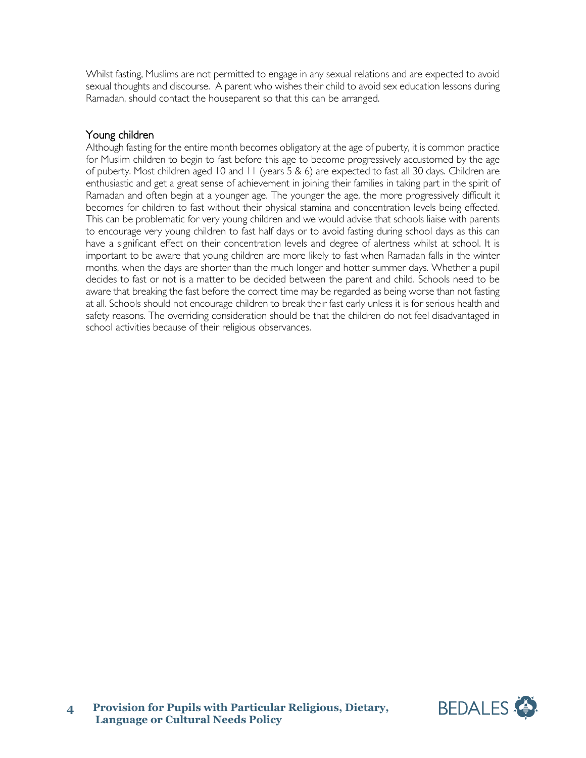Whilst fasting, Muslims are not permitted to engage in any sexual relations and are expected to avoid sexual thoughts and discourse. A parent who wishes their child to avoid sex education lessons during Ramadan, should contact the houseparent so that this can be arranged.

### Young children

Although fasting for the entire month becomes obligatory at the age of puberty, it is common practice for Muslim children to begin to fast before this age to become progressively accustomed by the age of puberty. Most children aged 10 and 11 (years 5 & 6) are expected to fast all 30 days. Children are enthusiastic and get a great sense of achievement in joining their families in taking part in the spirit of Ramadan and often begin at a younger age. The younger the age, the more progressively difficult it becomes for children to fast without their physical stamina and concentration levels being effected. This can be problematic for very young children and we would advise that schools liaise with parents to encourage very young children to fast half days or to avoid fasting during school days as this can have a significant effect on their concentration levels and degree of alertness whilst at school. It is important to be aware that young children are more likely to fast when Ramadan falls in the winter months, when the days are shorter than the much longer and hotter summer days. Whether a pupil decides to fast or not is a matter to be decided between the parent and child. Schools need to be aware that breaking the fast before the correct time may be regarded as being worse than not fasting at all. Schools should not encourage children to break their fast early unless it is for serious health and safety reasons. The overriding consideration should be that the children do not feel disadvantaged in school activities because of their religious observances.